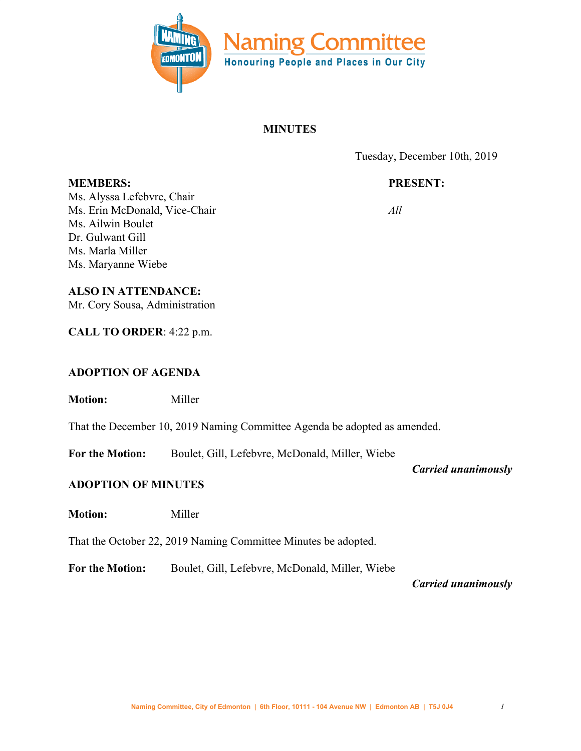Naming Committee

Honouring People and Places in Our City

# MINUTES

Tuesday, December 10th, 2019

| **MEMBERS:** | **PRESENT:** |
| --- | --- |
| Ms. Alyssa Lefebvre, Chair | *All* |
| Ms. Erin McDonald, Vice-Chair | |
| Ms. Ailwin Boulet | |
| Dr. Gulwant Gill | |
| Ms. Marla Miller | |
| Ms. Maryanne Wiebe | |

**ALSO IN ATTENDANCE:**
Mr. Cory Sousa, Administration

**CALL TO ORDER**: 4:22 p.m.

## ADOPTION OF AGENDA

**Motion:** Miller

That the December 10, 2019 Naming Committee Agenda be adopted as amended.

**For the Motion:** Boulet, Gill, Lefebvre, McDonald, Miller, Wiebe

***Carried unanimously***

## ADOPTION OF MINUTES

**Motion:** Miller

That the October 22, 2019 Naming Committee Minutes be adopted.

**For the Motion:** Boulet, Gill, Lefebvre, McDonald, Miller, Wiebe

***Carried unanimously***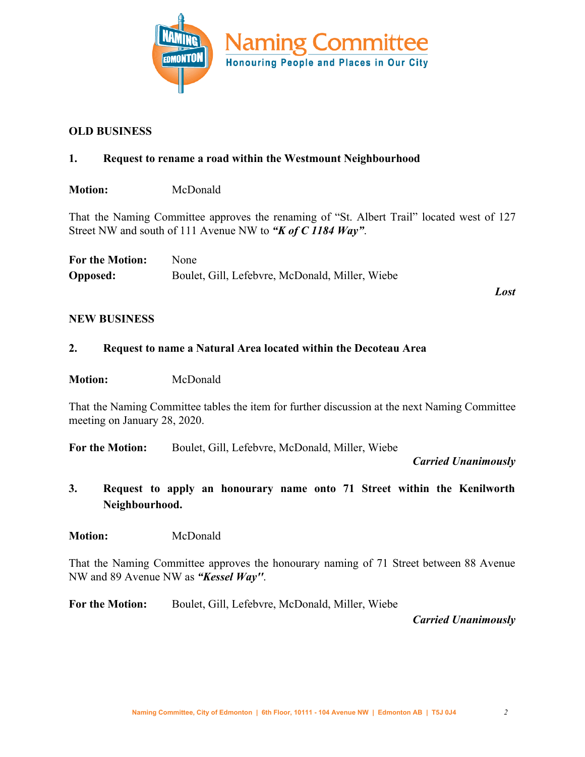## OLD BUSINESS

### 1. Request to rename a road within the Westmount Neighbourhood

**Motion:** McDonald

That the Naming Committee approves the renaming of "St. Albert Trail" located west of 127 Street NW and south of 111 Avenue NW to ***"K of C 1184 Way"***.

**For the Motion:** None
**Opposed:** Boulet, Gill, Lefebvre, McDonald, Miller, Wiebe

***Lost***

## NEW BUSINESS

### 2. Request to name a Natural Area located within the Decoteau Area

**Motion:** McDonald

That the Naming Committee tables the item for further discussion at the next Naming Committee meeting on January 28, 2020.

**For the Motion:** Boulet, Gill, Lefebvre, McDonald, Miller, Wiebe

***Carried Unanimously***

### 3. Request to apply an honourary name onto 71 Street within the Kenilworth Neighbourhood.

**Motion:** McDonald

That the Naming Committee approves the honourary naming of 71 Street between 88 Avenue NW and 89 Avenue NW as ***"Kessel Way"***.

**For the Motion:** Boulet, Gill, Lefebvre, McDonald, Miller, Wiebe

***Carried Unanimously***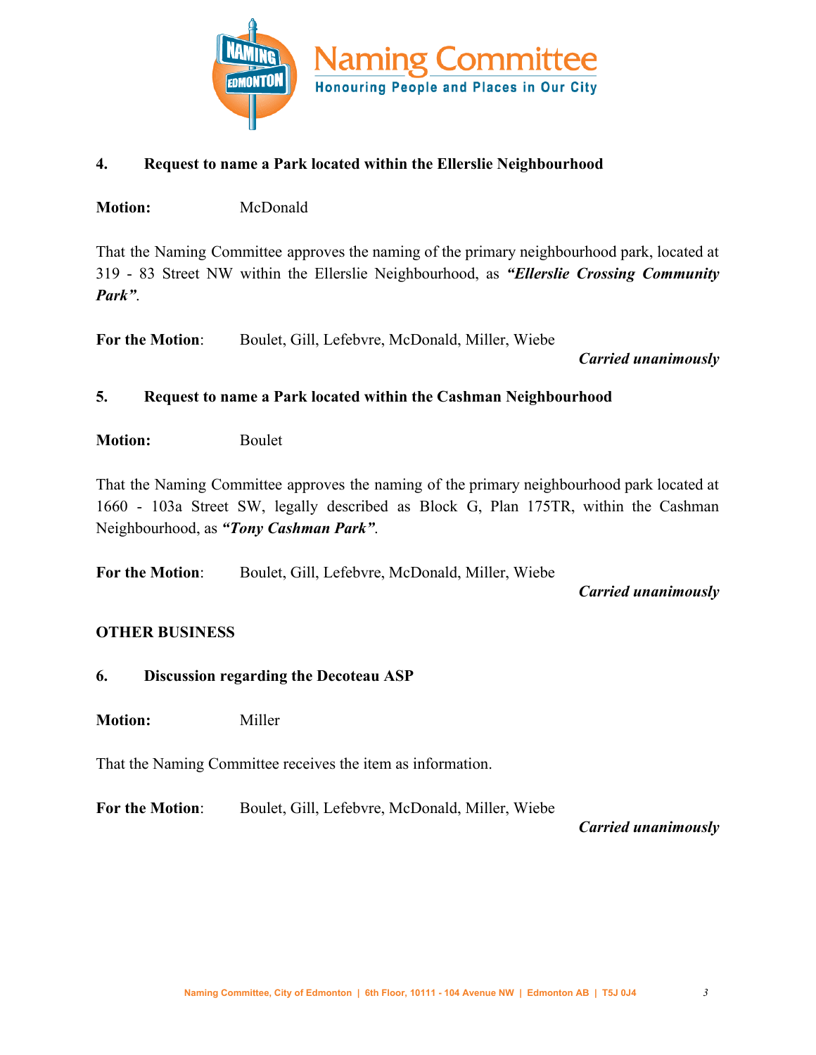**4. Request to name a Park located within the Ellerslie Neighbourhood**

**Motion:** McDonald

That the Naming Committee approves the naming of the primary neighbourhood park, located at 319 - 83 Street NW within the Ellerslie Neighbourhood, as ***"Ellerslie Crossing Community Park"***.

**For the Motion**: Boulet, Gill, Lefebvre, McDonald, Miller, Wiebe

***Carried unanimously***

**5. Request to name a Park located within the Cashman Neighbourhood**

**Motion:** Boulet

That the Naming Committee approves the naming of the primary neighbourhood park located at 1660 - 103a Street SW, legally described as Block G, Plan 175TR, within the Cashman Neighbourhood, as ***"Tony Cashman Park"***.

**For the Motion**: Boulet, Gill, Lefebvre, McDonald, Miller, Wiebe

***Carried unanimously***

**OTHER BUSINESS**

**6. Discussion regarding the Decoteau ASP**

**Motion:** Miller

That the Naming Committee receives the item as information.

**For the Motion**: Boulet, Gill, Lefebvre, McDonald, Miller, Wiebe

***Carried unanimously***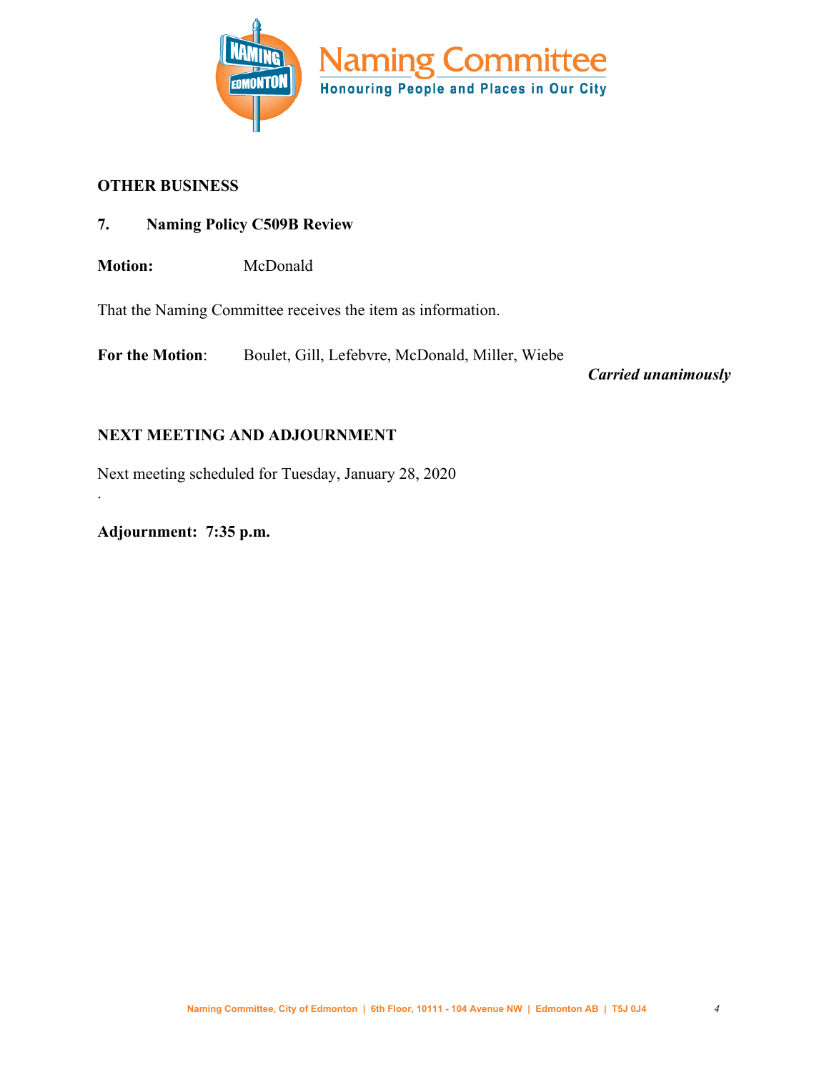Naming Committee
Honouring People and Places in Our City

**OTHER BUSINESS**

**7. Naming Policy C509B Review**

**Motion:** McDonald

That the Naming Committee receives the item as information.

**For the Motion**: Boulet, Gill, Lefebvre, McDonald, Miller, Wiebe

***Carried unanimously***

**NEXT MEETING AND ADJOURNMENT**

Next meeting scheduled for Tuesday, January 28, 2020

**Adjournment: 7:35 p.m.**